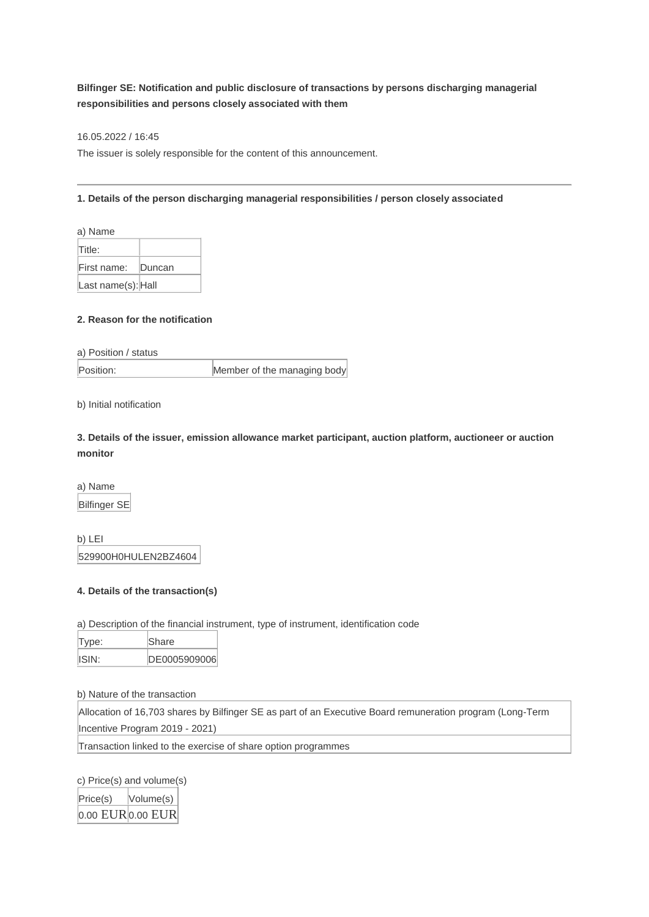**Bilfinger SE: Notification and public disclosure of transactions by persons discharging managerial responsibilities and persons closely associated with them**

16.05.2022 / 16:45

The issuer is solely responsible for the content of this announcement.

---

**1. Details of the person discharging managerial responsibilities / person closely associated**

a) Name

| Title: | |
|---|---|
| First name: | Duncan |
| Last name(s): | Hall |

**2. Reason for the notification**

a) Position / status

| Position: | Member of the managing body |
|---|---|

b) Initial notification

**3. Details of the issuer, emission allowance market participant, auction platform, auctioneer or auction monitor**

a) Name

| Bilfinger SE |
|---|

b) LEI

| 529900H0HULEN2BZ4604 |
|---|

**4. Details of the transaction(s)**

a) Description of the financial instrument, type of instrument, identification code

| Type: | Share |
|---|---|
| ISIN: | DE0005909006 |

b) Nature of the transaction

| Allocation of 16,703 shares by Bilfinger SE as part of an Executive Board remuneration program (Long-Term Incentive Program 2019 - 2021) |
|---|
| Transaction linked to the exercise of share option programmes |

c) Price(s) and volume(s)

| Price(s) | Volume(s) |
|---|---|
| 0.00 EUR | 0.00 EUR |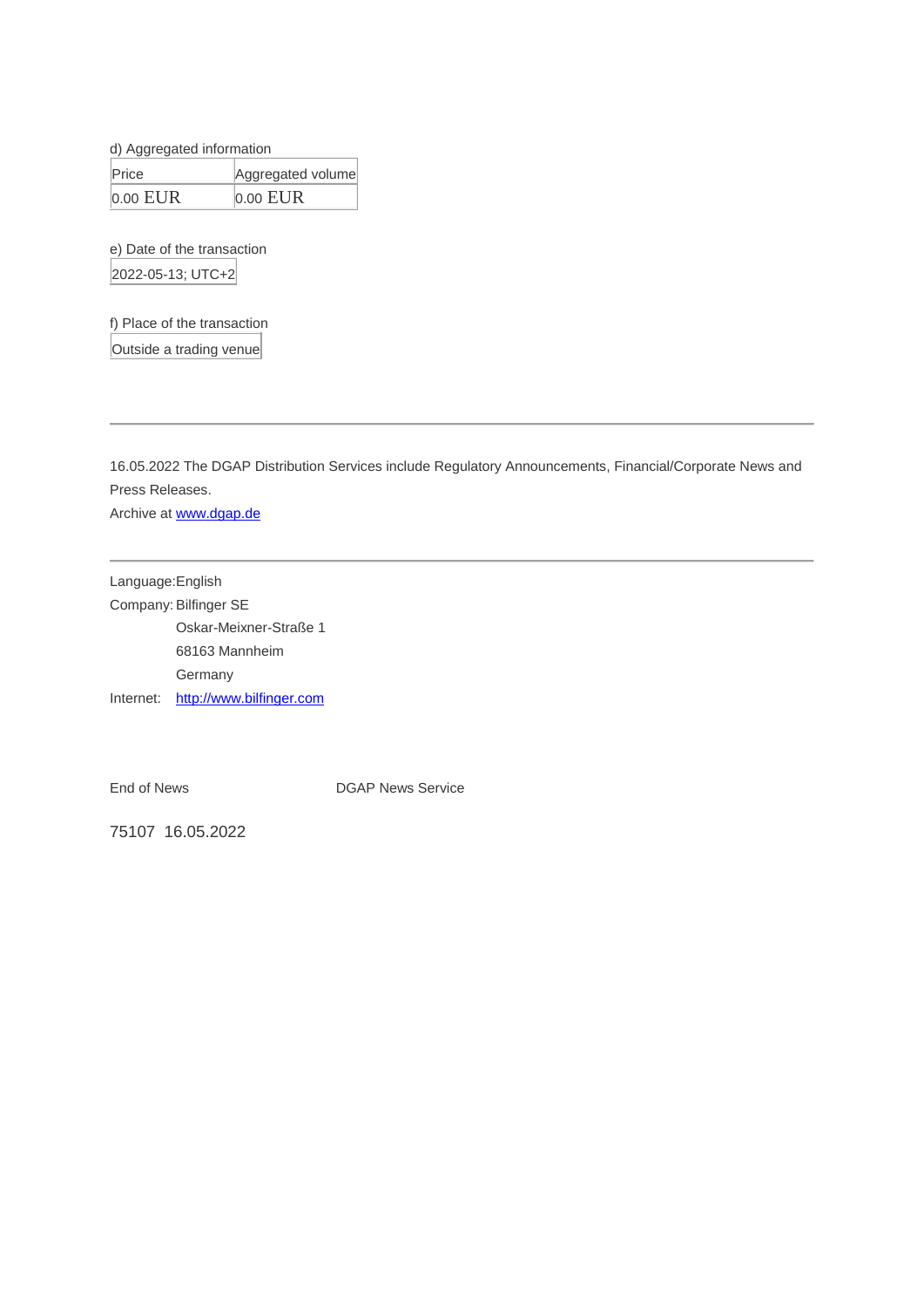d) Aggregated information

| Price | Aggregated volume |
| --- | --- |
| 0.00 EUR | 0.00 EUR |

e) Date of the transaction

| |
| --- |
| 2022-05-13; UTC+2 |

f) Place of the transaction

| |
| --- |
| Outside a trading venue |

---

16.05.2022 The DGAP Distribution Services include Regulatory Announcements, Financial/Corporate News and Press Releases.
Archive at [www.dgap.de](http://www.dgap.de)

---

| | |
| --- | --- |
| Language: | English |
| Company: | Bilfinger SE |
| | Oskar-Meixner-Straße 1 |
| | 68163 Mannheim |
| | Germany |
| Internet: | [http://www.bilfinger.com](http://www.bilfinger.com) |

End of News DGAP News Service

75107 16.05.2022